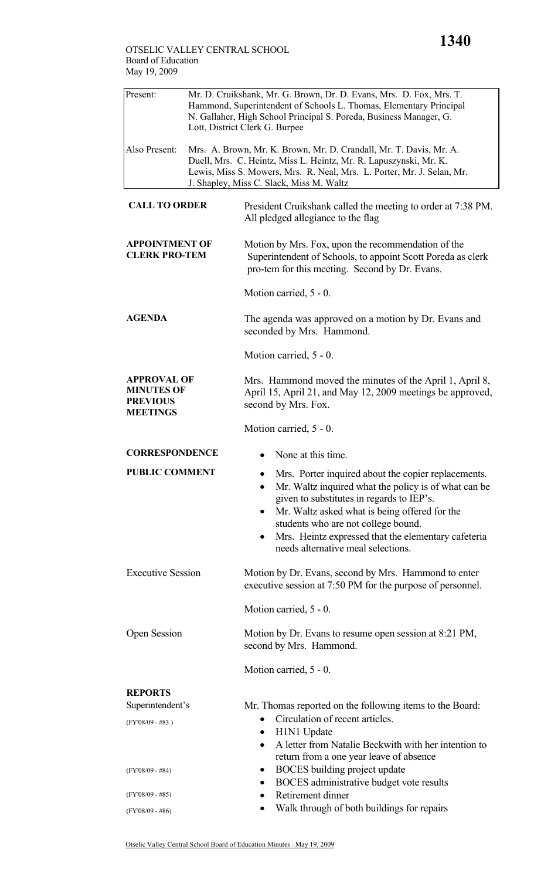OTSELIC VALLEY CENTRAL SCHOOL
Board of Education
May 19, 2009

| | |
|---|---|
| Present: | Mr. D. Cruikshank, Mr. G. Brown, Dr. D. Evans, Mrs. D. Fox, Mrs. T. Hammond, Superintendent of Schools L. Thomas, Elementary Principal N. Gallaher, High School Principal S. Poreda, Business Manager, G. Lott, District Clerk G. Burpee |
| Also Present: | Mrs. A. Brown, Mr. K. Brown, Mr. D. Crandall, Mr. T. Davis, Mr. A. Duell, Mrs. C. Heintz, Miss L. Heintz, Mr. R. Lapuszynski, Mr. K. Lewis, Miss S. Mowers, Mrs. R. Neal, Mrs. L. Porter, Mr. J. Selan, Mr. J. Shapley, Miss C. Slack, Miss M. Waltz |

**CALL TO ORDER**

President Cruikshank called the meeting to order at 7:38 PM. All pledged allegiance to the flag

**APPOINTMENT OF CLERK PRO-TEM**

Motion by Mrs. Fox, upon the recommendation of the Superintendent of Schools, to appoint Scott Poreda as clerk pro-tem for this meeting. Second by Dr. Evans.

Motion carried, 5 - 0.

**AGENDA**

The agenda was approved on a motion by Dr. Evans and seconded by Mrs. Hammond.

Motion carried, 5 - 0.

**APPROVAL OF MINUTES OF PREVIOUS MEETINGS**

Mrs. Hammond moved the minutes of the April 1, April 8, April 15, April 21, and May 12, 2009 meetings be approved, second by Mrs. Fox.

Motion carried, 5 - 0.

**CORRESPONDENCE**

- None at this time.

**PUBLIC COMMENT**

- Mrs. Porter inquired about the copier replacements.
- Mr. Waltz inquired what the policy is of what can be given to substitutes in regards to IEP's.
- Mr. Waltz asked what is being offered for the students who are not college bound.
- Mrs. Heintz expressed that the elementary cafeteria needs alternative meal selections.

Executive Session

Motion by Dr. Evans, second by Mrs. Hammond to enter executive session at 7:50 PM for the purpose of personnel.

Motion carried, 5 - 0.

Open Session

Motion by Dr. Evans to resume open session at 8:21 PM, second by Mrs. Hammond.

Motion carried, 5 - 0.

**REPORTS**

Superintendent's

Mr. Thomas reported on the following items to the Board:

- (FY'08/09 - #83 ) Circulation of recent articles.
- H1N1 Update
- A letter from Natalie Beckwith with her intention to return from a one year leave of absence
- (FY'08/09 - #84) BOCES building project update
- BOCES administrative budget vote results
- (FY'08/09 - #85) Retirement dinner
- (FY'08/09 - #86) Walk through of both buildings for repairs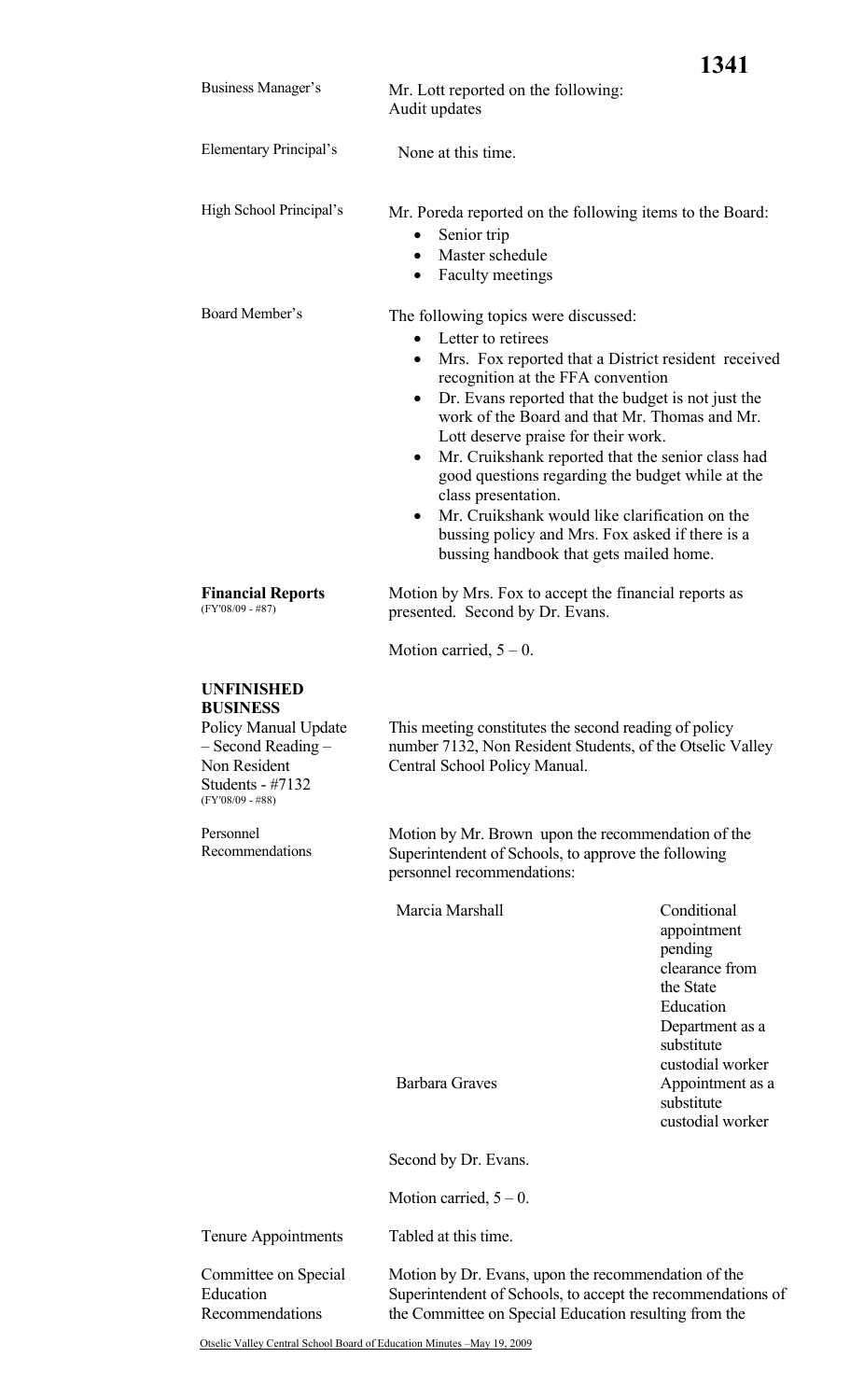Business Manager's

Mr. Lott reported on the following:
Audit updates

Elementary Principal's

None at this time.

High School Principal's

Mr. Poreda reported on the following items to the Board:

- Senior trip
- Master schedule
- Faculty meetings

Board Member's

The following topics were discussed:

- Letter to retirees
- Mrs. Fox reported that a District resident received recognition at the FFA convention
- Dr. Evans reported that the budget is not just the work of the Board and that Mr. Thomas and Mr. Lott deserve praise for their work.
- Mr. Cruikshank reported that the senior class had good questions regarding the budget while at the class presentation.
- Mr. Cruikshank would like clarification on the bussing policy and Mrs. Fox asked if there is a bussing handbook that gets mailed home.

**Financial Reports**
(FY'08/09 - #87)

Motion by Mrs. Fox to accept the financial reports as presented. Second by Dr. Evans.

Motion carried, 5 – 0.

**UNFINISHED BUSINESS**

Policy Manual Update – Second Reading – Non Resident Students - #7132
(FY'08/09 - #88)

This meeting constitutes the second reading of policy number 7132, Non Resident Students, of the Otselic Valley Central School Policy Manual.

Personnel Recommendations

Motion by Mr. Brown upon the recommendation of the Superintendent of Schools, to approve the following personnel recommendations:

| | |
|---|---|
| Marcia Marshall | Conditional appointment pending clearance from the State Education Department as a substitute custodial worker |
| Barbara Graves | Appointment as a substitute custodial worker |

Second by Dr. Evans.

Motion carried, 5 – 0.

Tenure Appointments

Tabled at this time.

Committee on Special Education Recommendations

Motion by Dr. Evans, upon the recommendation of the Superintendent of Schools, to accept the recommendations of the Committee on Special Education resulting from the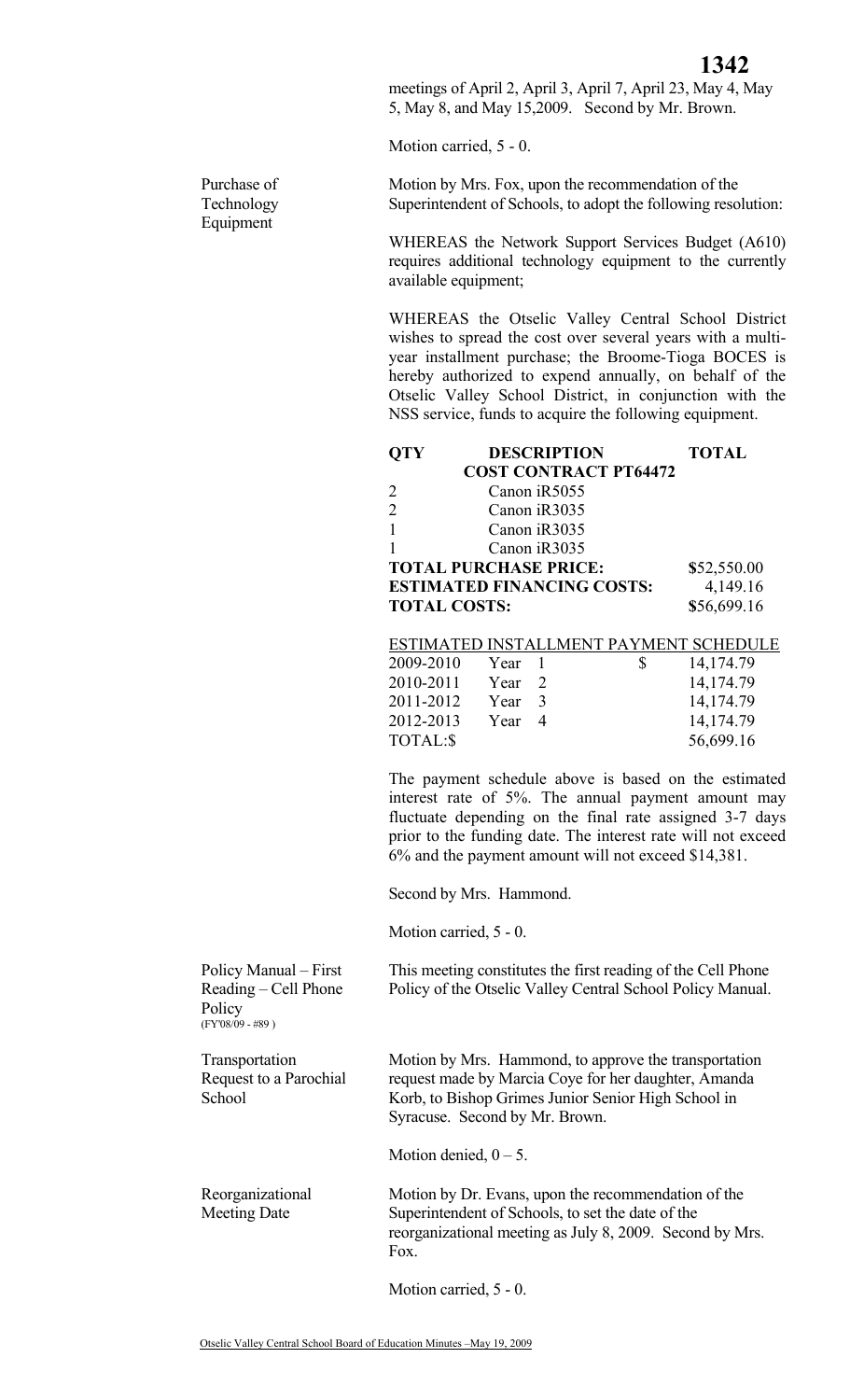meetings of April 2, April 3, April 7, April 23, May 4, May 5, May 8, and May 15,2009. Second by Mr. Brown.

Motion carried, 5 - 0.

**Purchase of Technology Equipment**

Motion by Mrs. Fox, upon the recommendation of the Superintendent of Schools, to adopt the following resolution:

WHEREAS the Network Support Services Budget (A610) requires additional technology equipment to the currently available equipment;

WHEREAS the Otselic Valley Central School District wishes to spread the cost over several years with a multi-year installment purchase; the Broome-Tioga BOCES is hereby authorized to expend annually, on behalf of the Otselic Valley School District, in conjunction with the NSS service, funds to acquire the following equipment.

| QTY | DESCRIPTION | TOTAL |
|---|---|---|
| | **COST CONTRACT PT64472** | |
| 2 | Canon iR5055 | |
| 2 | Canon iR3035 | |
| 1 | Canon iR3035 | |
| 1 | Canon iR3035 | |
| **TOTAL PURCHASE PRICE:** | | **$**52,550.00 |
| **ESTIMATED FINANCING COSTS:** | | 4,149.16 |
| **TOTAL COSTS:** | | **$**56,699.16 |

ESTIMATED INSTALLMENT PAYMENT SCHEDULE

| | | | | |
|---|---|---|---|---|
| 2009-2010 | Year | 1 | $ | 14,174.79 |
| 2010-2011 | Year | 2 | | 14,174.79 |
| 2011-2012 | Year | 3 | | 14,174.79 |
| 2012-2013 | Year | 4 | | 14,174.79 |
| TOTAL:$ | | | | 56,699.16 |

The payment schedule above is based on the estimated interest rate of 5%. The annual payment amount may fluctuate depending on the final rate assigned 3-7 days prior to the funding date. The interest rate will not exceed 6% and the payment amount will not exceed $14,381.

Second by Mrs. Hammond.

Motion carried, 5 - 0.

**Policy Manual – First Reading – Cell Phone Policy** (FY'08/09 - #89 )

This meeting constitutes the first reading of the Cell Phone Policy of the Otselic Valley Central School Policy Manual.

**Transportation Request to a Parochial School**

Motion by Mrs. Hammond, to approve the transportation request made by Marcia Coye for her daughter, Amanda Korb, to Bishop Grimes Junior Senior High School in Syracuse. Second by Mr. Brown.

Motion denied, 0 – 5.

**Reorganizational Meeting Date**

Motion by Dr. Evans, upon the recommendation of the Superintendent of Schools, to set the date of the reorganizational meeting as July 8, 2009. Second by Mrs. Fox.

Motion carried, 5 - 0.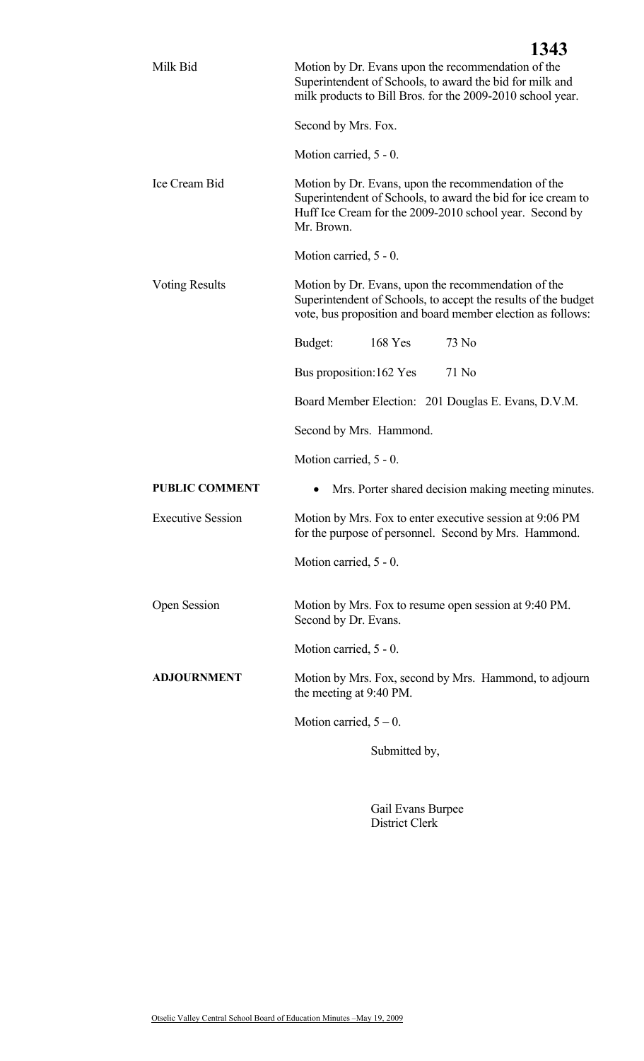**Milk Bid**

Motion by Dr. Evans upon the recommendation of the Superintendent of Schools, to award the bid for milk and milk products to Bill Bros. for the 2009-2010 school year.

Second by Mrs. Fox.

Motion carried, 5 - 0.

**Ice Cream Bid**

Motion by Dr. Evans, upon the recommendation of the Superintendent of Schools, to award the bid for ice cream to Huff Ice Cream for the 2009-2010 school year. Second by Mr. Brown.

Motion carried, 5 - 0.

**Voting Results**

Motion by Dr. Evans, upon the recommendation of the Superintendent of Schools, to accept the results of the budget vote, bus proposition and board member election as follows:

| | | |
|---|---|---|
| Budget: | 168 Yes | 73 No |
| Bus proposition: | 162 Yes | 71 No |

Board Member Election: 201 Douglas E. Evans, D.V.M.

Second by Mrs. Hammond.

Motion carried, 5 - 0.

**PUBLIC COMMENT**

- Mrs. Porter shared decision making meeting minutes.

**Executive Session**

Motion by Mrs. Fox to enter executive session at 9:06 PM for the purpose of personnel. Second by Mrs. Hammond.

Motion carried, 5 - 0.

**Open Session**

Motion by Mrs. Fox to resume open session at 9:40 PM. Second by Dr. Evans.

Motion carried, 5 - 0.

**ADJOURNMENT**

Motion by Mrs. Fox, second by Mrs. Hammond, to adjourn the meeting at 9:40 PM.

Motion carried, 5 – 0.

Submitted by,

Gail Evans Burpee
District Clerk